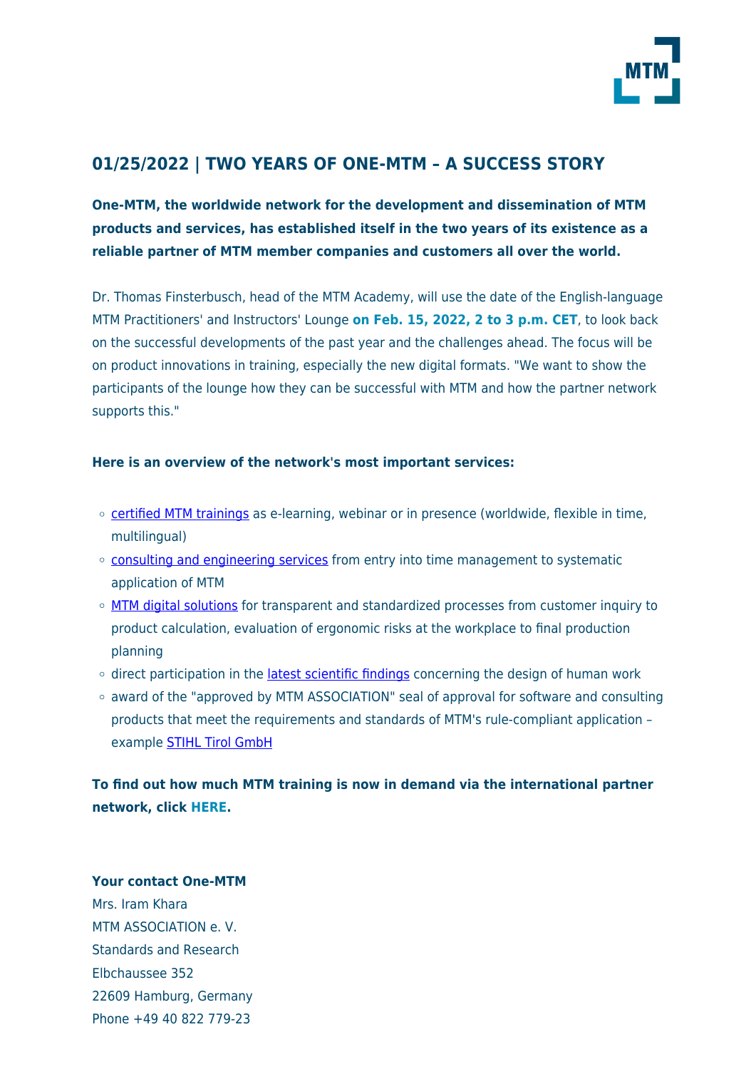## 01/25/2022 | TWO YEARS OF ONE-MTM – A SUCCESS STORY

**One-MTM, the worldwide network for the development and dissemination of MTM products and services, has established itself in the two years of its existence as a reliable partner of MTM member companies and customers all over the world.**

Dr. Thomas Finsterbusch, head of the MTM Academy, will use the date of the English-language MTM Practitioners' and Instructors' Lounge **on Feb. 15, 2022, 2 to 3 p.m. CET**, to look back on the successful developments of the past year and the challenges ahead. The focus will be on product innovations in training, especially the new digital formats. "We want to show the participants of the lounge how they can be successful with MTM and how the partner network supports this."

**Here is an overview of the network's most important services:**

- certified MTM trainings as e-learning, webinar or in presence (worldwide, flexible in time, multilingual)
- consulting and engineering services from entry into time management to systematic application of MTM
- MTM digital solutions for transparent and standardized processes from customer inquiry to product calculation, evaluation of ergonomic risks at the workplace to final production planning
- direct participation in the latest scientific findings concerning the design of human work
- award of the "approved by MTM ASSOCIATION" seal of approval for software and consulting products that meet the requirements and standards of MTM's rule-compliant application – example STIHL Tirol GmbH

**To find out how much MTM training is now in demand via the international partner network, click HERE.**

**Your contact One-MTM**
Mrs. Iram Khara
MTM ASSOCIATION e. V.
Standards and Research
Elbchaussee 352
22609 Hamburg, Germany
Phone +49 40 822 779-23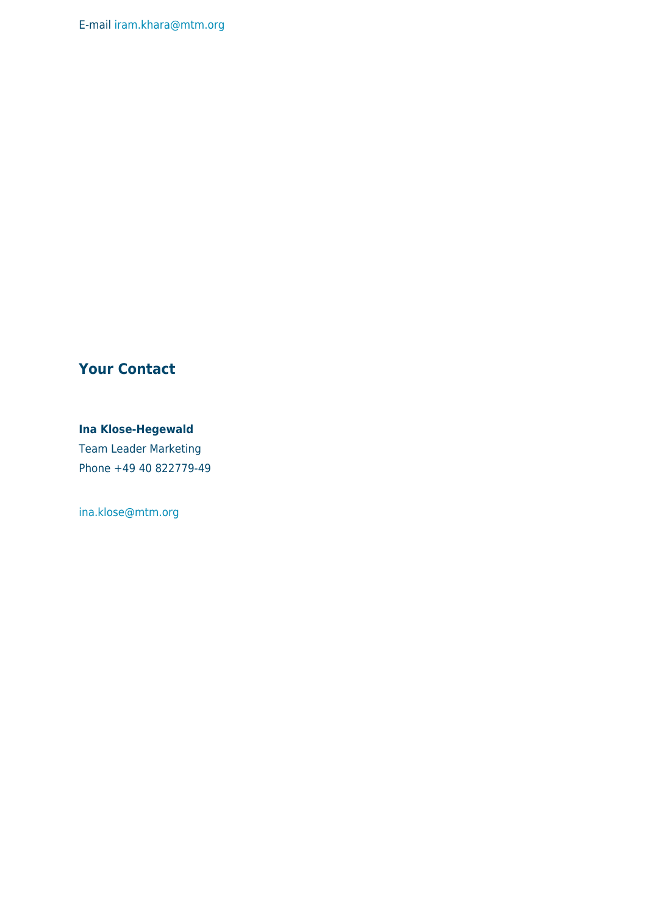E-mail iram.khara@mtm.org

## Your Contact

**Ina Klose-Hegewald**
Team Leader Marketing
Phone +49 40 822779-49

ina.klose@mtm.org